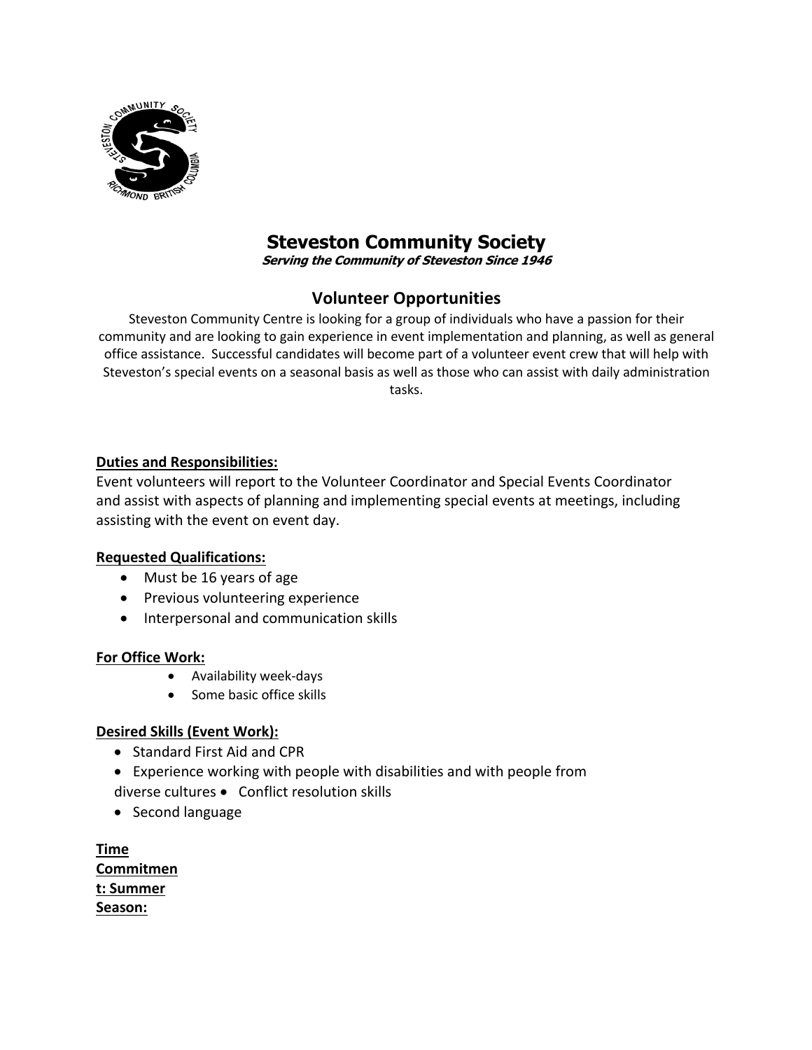# Steveston Community Society

***Serving the Community of Steveston Since 1946***

## Volunteer Opportunities

Steveston Community Centre is looking for a group of individuals who have a passion for their community and are looking to gain experience in event implementation and planning, as well as general office assistance. Successful candidates will become part of a volunteer event crew that will help with Steveston's special events on a seasonal basis as well as those who can assist with daily administration tasks.

**Duties and Responsibilities:**

Event volunteers will report to the Volunteer Coordinator and Special Events Coordinator and assist with aspects of planning and implementing special events at meetings, including assisting with the event on event day.

**Requested Qualifications:**

- Must be 16 years of age
- Previous volunteering experience
- Interpersonal and communication skills

**For Office Work:**

- Availability week-days
- Some basic office skills

**Desired Skills (Event Work):**

- Standard First Aid and CPR
- Experience working with people with disabilities and with people from diverse cultures
- Conflict resolution skills
- Second language

**Time Commitment: Summer Season:**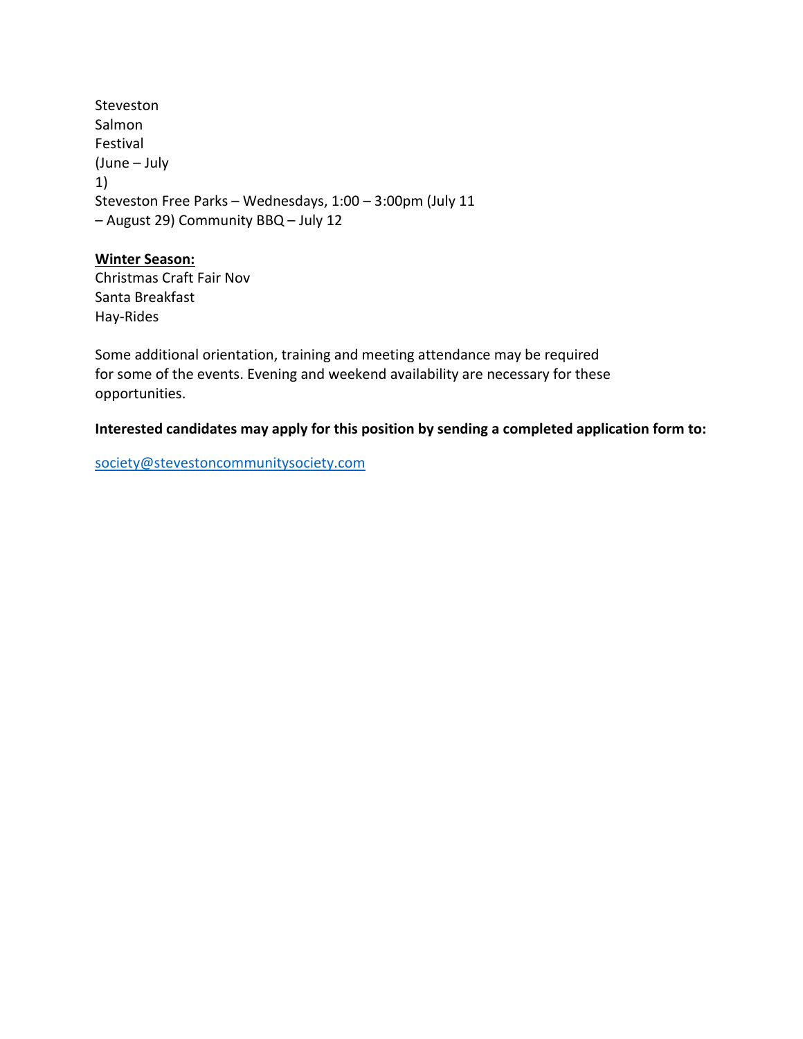Steveston
Salmon
Festival
(June – July
1)
Steveston Free Parks – Wednesdays, 1:00 – 3:00pm (July 11
– August 29) Community BBQ – July 12

**Winter Season:**
Christmas Craft Fair Nov
Santa Breakfast
Hay-Rides

Some additional orientation, training and meeting attendance may be required for some of the events. Evening and weekend availability are necessary for these opportunities.

**Interested candidates may apply for this position by sending a completed application form to:**

society@stevestoncommunitysociety.com